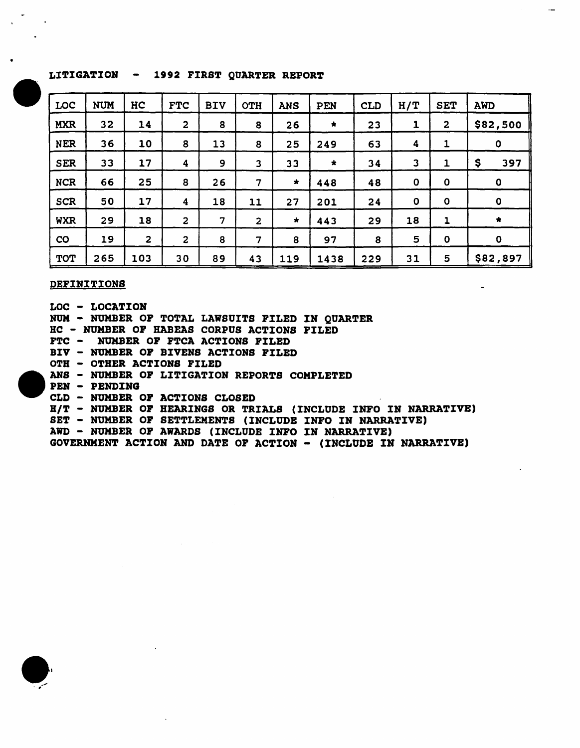LITIGATION - 1992 FIRST QUARTER REPORT

| LOC | NUM | HC | FTC | BIV | OTH | ANS | PEN | CLD | H/T | SET | AWD |
|---|---|---|---|---|---|---|---|---|---|---|---|
| MXR | 32 | 14 | 2 | 8 | 8 | 26 | * | 23 | 1 | 2 | $82,500 |
| NER | 36 | 10 | 8 | 13 | 8 | 25 | 249 | 63 | 4 | 1 | 0 |
| SER | 33 | 17 | 4 | 9 | 3 | 33 | * | 34 | 3 | 1 | $ 397 |
| NCR | 66 | 25 | 8 | 26 | 7 | * | 448 | 48 | 0 | 0 | 0 |
| SCR | 50 | 17 | 4 | 18 | 11 | 27 | 201 | 24 | 0 | 0 | 0 |
| WXR | 29 | 18 | 2 | 7 | 2 | * | 443 | 29 | 18 | 1 | * |
| CO | 19 | 2 | 2 | 8 | 7 | 8 | 97 | 8 | 5 | 0 | 0 |
| TOT | 265 | 103 | 30 | 89 | 43 | 119 | 1438 | 229 | 31 | 5 | $82,897 |

DEFINITIONS

LOC - LOCATION
NUM - NUMBER OF TOTAL LAWSUITS FILED IN QUARTER
HC - NUMBER OF HABEAS CORPUS ACTIONS FILED
FTC - NUMBER OF FTCA ACTIONS FILED
BIV - NUMBER OF BIVENS ACTIONS FILED
OTH - OTHER ACTIONS FILED
ANS - NUMBER OF LITIGATION REPORTS COMPLETED
PEN - PENDING
CLD - NUMBER OF ACTIONS CLOSED
H/T - NUMBER OF HEARINGS OR TRIALS (INCLUDE INFO IN NARRATIVE)
SET - NUMBER OF SETTLEMENTS (INCLUDE INFO IN NARRATIVE)
AWD - NUMBER OF AWARDS (INCLUDE INFO IN NARRATIVE)
GOVERNMENT ACTION AND DATE OF ACTION - (INCLUDE IN NARRATIVE)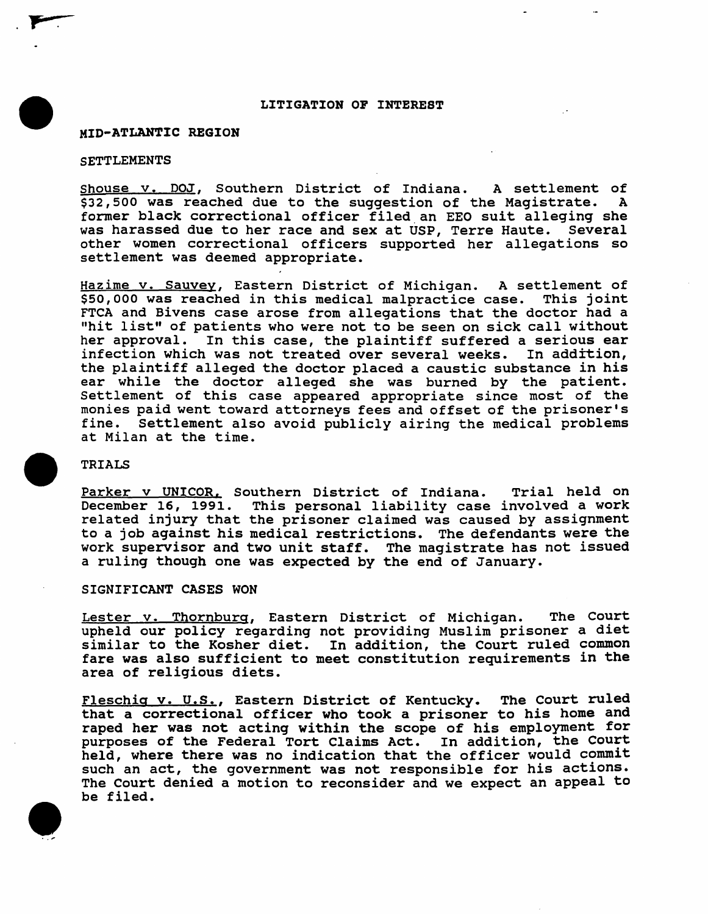# LITIGATION OF INTEREST

## MID-ATLANTIC REGION

### SETTLEMENTS

Shouse v. DOJ, Southern District of Indiana. A settlement of $32,500 was reached due to the suggestion of the Magistrate. A former black correctional officer filed an EEO suit alleging she was harassed due to her race and sex at USP, Terre Haute. Several other women correctional officers supported her allegations so settlement was deemed appropriate.

Hazime v. Sauvey, Eastern District of Michigan. A settlement of $50,000 was reached in this medical malpractice case. This joint FTCA and Bivens case arose from allegations that the doctor had a "hit list" of patients who were not to be seen on sick call without her approval. In this case, the plaintiff suffered a serious ear infection which was not treated over several weeks. In addition, the plaintiff alleged the doctor placed a caustic substance in his ear while the doctor alleged she was burned by the patient. Settlement of this case appeared appropriate since most of the monies paid went toward attorneys fees and offset of the prisoner's fine. Settlement also avoid publicly airing the medical problems at Milan at the time.

### TRIALS

Parker v UNICOR, Southern District of Indiana. Trial held on December 16, 1991. This personal liability case involved a work related injury that the prisoner claimed was caused by assignment to a job against his medical restrictions. The defendants were the work supervisor and two unit staff. The magistrate has not issued a ruling though one was expected by the end of January.

### SIGNIFICANT CASES WON

Lester v. Thornburg, Eastern District of Michigan. The Court upheld our policy regarding not providing Muslim prisoner a diet similar to the Kosher diet. In addition, the Court ruled common fare was also sufficient to meet constitution requirements in the area of religious diets.

Fleschig v. U.S., Eastern District of Kentucky. The Court ruled that a correctional officer who took a prisoner to his home and raped her was not acting within the scope of his employment for purposes of the Federal Tort Claims Act. In addition, the Court held, where there was no indication that the officer would commit such an act, the government was not responsible for his actions. The Court denied a motion to reconsider and we expect an appeal to be filed.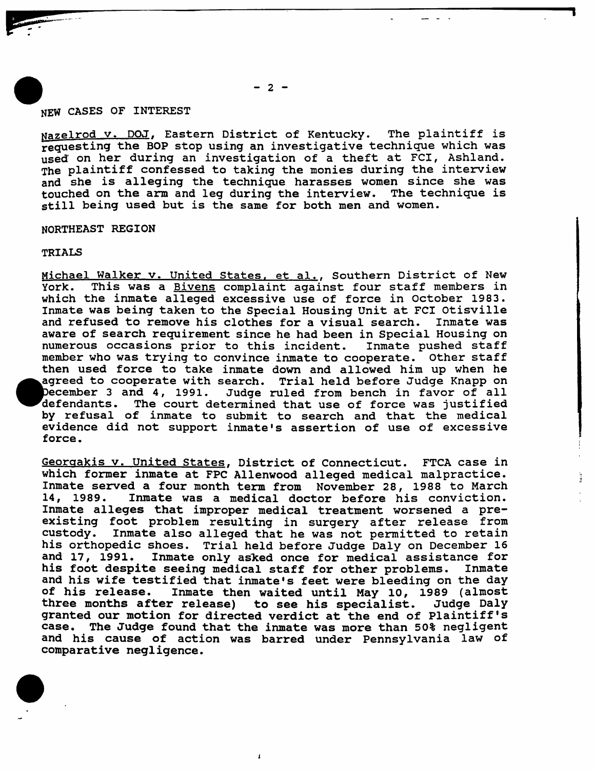## NEW CASES OF INTEREST

Nazelrod v. DOJ, Eastern District of Kentucky. The plaintiff is requesting the BOP stop using an investigative technique which was used on her during an investigation of a theft at FCI, Ashland. The plaintiff confessed to taking the monies during the interview and she is alleging the technique harasses women since she was touched on the arm and leg during the interview. The technique is still being used but is the same for both men and women.

## NORTHEAST REGION

### TRIALS

Michael Walker v. United States, et al., Southern District of New York. This was a Bivens complaint against four staff members in which the inmate alleged excessive use of force in October 1983. Inmate was being taken to the Special Housing Unit at FCI Otisville and refused to remove his clothes for a visual search. Inmate was aware of search requirement since he had been in Special Housing on numerous occasions prior to this incident. Inmate pushed staff member who was trying to convince inmate to cooperate. Other staff then used force to take inmate down and allowed him up when he agreed to cooperate with search. Trial held before Judge Knapp on December 3 and 4, 1991. Judge ruled from bench in favor of all defendants. The court determined that use of force was justified by refusal of inmate to submit to search and that the medical evidence did not support inmate's assertion of use of excessive force.

Georgakis v. United States, District of Connecticut. FTCA case in which former inmate at FPC Allenwood alleged medical malpractice. Inmate served a four month term from November 28, 1988 to March 14, 1989. Inmate was a medical doctor before his conviction. Inmate alleges that improper medical treatment worsened a pre-existing foot problem resulting in surgery after release from custody. Inmate also alleged that he was not permitted to retain his orthopedic shoes. Trial held before Judge Daly on December 16 and 17, 1991. Inmate only asked once for medical assistance for his foot despite seeing medical staff for other problems. Inmate and his wife testified that inmate's feet were bleeding on the day of his release. Inmate then waited until May 10, 1989 (almost three months after release) to see his specialist. Judge Daly granted our motion for directed verdict at the end of Plaintiff's case. The Judge found that the inmate was more than 50% negligent and his cause of action was barred under Pennsylvania law of comparative negligence.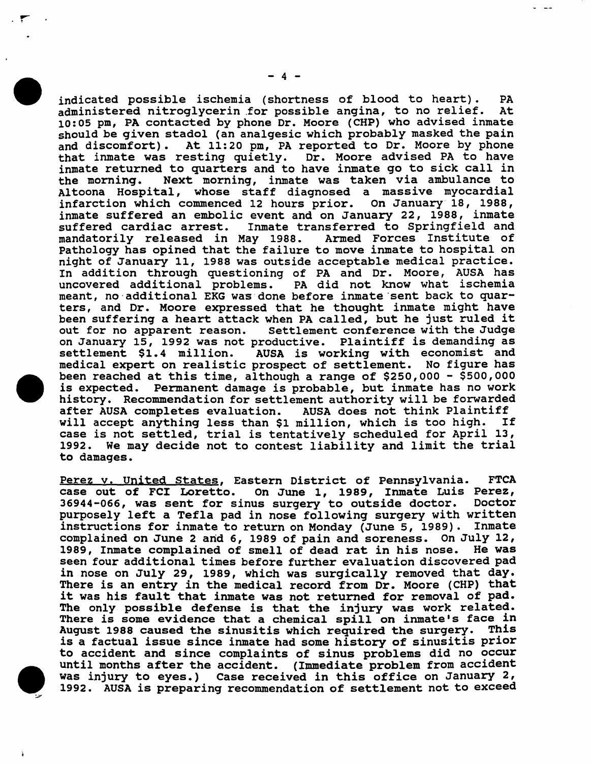indicated possible ischemia (shortness of blood to heart). PA administered nitroglycerin for possible angina, to no relief. At 10:05 pm, PA contacted by phone Dr. Moore (CHP) who advised inmate should be given stadol (an analgesic which probably masked the pain and discomfort). At 11:20 pm, PA reported to Dr. Moore by phone that inmate was resting quietly. Dr. Moore advised PA to have inmate returned to quarters and to have inmate go to sick call in the morning. Next morning, inmate was taken via ambulance to Altoona Hospital, whose staff diagnosed a massive myocardial infarction which commenced 12 hours prior. On January 18, 1988, inmate suffered an embolic event and on January 22, 1988, inmate suffered cardiac arrest. Inmate transferred to Springfield and mandatorily released in May 1988. Armed Forces Institute of Pathology has opined that the failure to move inmate to hospital on night of January 11, 1988 was outside acceptable medical practice. In addition through questioning of PA and Dr. Moore, AUSA has uncovered additional problems. PA did not know what ischemia meant, no additional EKG was done before inmate sent back to quarters, and Dr. Moore expressed that he thought inmate might have been suffering a heart attack when PA called, but he just ruled it out for no apparent reason. Settlement conference with the Judge on January 15, 1992 was not productive. Plaintiff is demanding as settlement $1.4 million. AUSA is working with economist and medical expert on realistic prospect of settlement. No figure has been reached at this time, although a range of $250,000 - $500,000 is expected. Permanent damage is probable, but inmate has no work history. Recommendation for settlement authority will be forwarded after AUSA completes evaluation. AUSA does not think Plaintiff will accept anything less than $1 million, which is too high. If case is not settled, trial is tentatively scheduled for April 13, 1992. We may decide not to contest liability and limit the trial to damages.

Perez v. United States, Eastern District of Pennsylvania. FTCA case out of FCI Loretto. On June 1, 1989, Inmate Luis Perez, 36944-066, was sent for sinus surgery to outside doctor. Doctor purposely left a Tefla pad in nose following surgery with written instructions for inmate to return on Monday (June 5, 1989). Inmate complained on June 2 and 6, 1989 of pain and soreness. On July 12, 1989, Inmate complained of smell of dead rat in his nose. He was seen four additional times before further evaluation discovered pad in nose on July 29, 1989, which was surgically removed that day. There is an entry in the medical record from Dr. Moore (CHP) that it was his fault that inmate was not returned for removal of pad. The only possible defense is that the injury was work related. There is some evidence that a chemical spill on inmate's face in August 1988 caused the sinusitis which required the surgery. This is a factual issue since inmate had some history of sinusitis prior to accident and since complaints of sinus problems did no occur until months after the accident. (Immediate problem from accident was injury to eyes.) Case received in this office on January 2, 1992. AUSA is preparing recommendation of settlement not to exceed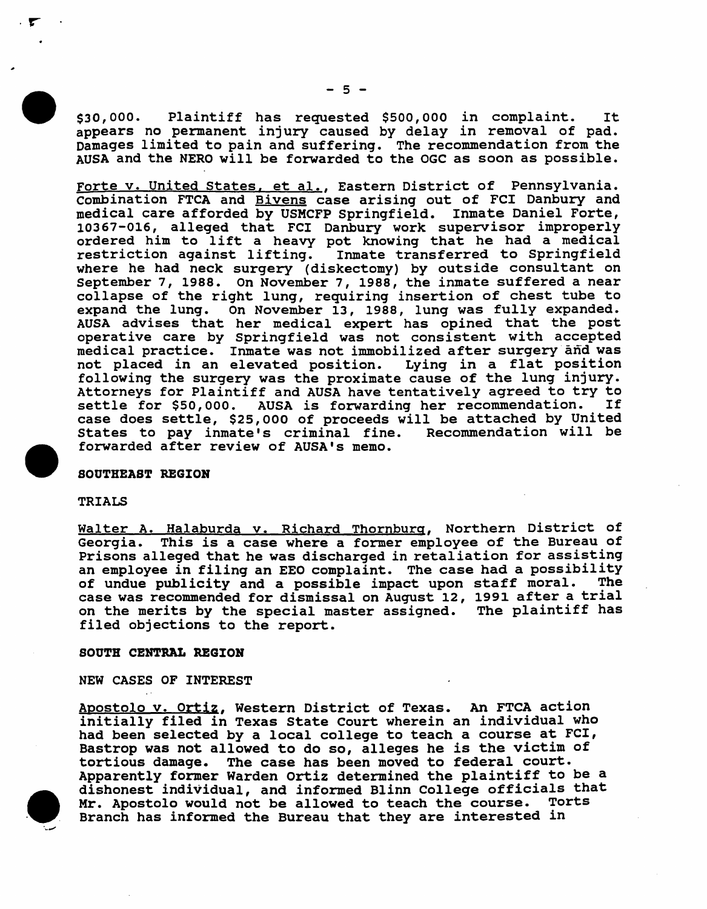$30,000. Plaintiff has requested $500,000 in complaint. It appears no permanent injury caused by delay in removal of pad. Damages limited to pain and suffering. The recommendation from the AUSA and the NERO will be forwarded to the OGC as soon as possible.

Forte v. United States, et al., Eastern District of Pennsylvania. Combination FTCA and Bivens case arising out of FCI Danbury and medical care afforded by USMCFP Springfield. Inmate Daniel Forte, 10367-016, alleged that FCI Danbury work supervisor improperly ordered him to lift a heavy pot knowing that he had a medical restriction against lifting. Inmate transferred to Springfield where he had neck surgery (diskectomy) by outside consultant on September 7, 1988. On November 7, 1988, the inmate suffered a near collapse of the right lung, requiring insertion of chest tube to expand the lung. On November 13, 1988, lung was fully expanded. AUSA advises that her medical expert has opined that the post operative care by Springfield was not consistent with accepted medical practice. Inmate was not immobilized after surgery and was not placed in an elevated position. Lying in a flat position following the surgery was the proximate cause of the lung injury. Attorneys for Plaintiff and AUSA have tentatively agreed to try to settle for $50,000. AUSA is forwarding her recommendation. If case does settle, $25,000 of proceeds will be attached by United States to pay inmate's criminal fine. Recommendation will be forwarded after review of AUSA's memo.

**SOUTHEAST REGION**

TRIALS

Walter A. Halaburda v. Richard Thornburg, Northern District of Georgia. This is a case where a former employee of the Bureau of Prisons alleged that he was discharged in retaliation for assisting an employee in filing an EEO complaint. The case had a possibility of undue publicity and a possible impact upon staff moral. The case was recommended for dismissal on August 12, 1991 after a trial on the merits by the special master assigned. The plaintiff has filed objections to the report.

**SOUTH CENTRAL REGION**

NEW CASES OF INTEREST

Apostolo v. Ortiz, Western District of Texas. An FTCA action initially filed in Texas State Court wherein an individual who had been selected by a local college to teach a course at FCI, Bastrop was not allowed to do so, alleges he is the victim of tortious damage. The case has been moved to federal court. Apparently former Warden Ortiz determined the plaintiff to be a dishonest individual, and informed Blinn College officials that Mr. Apostolo would not be allowed to teach the course. Torts Branch has informed the Bureau that they are interested in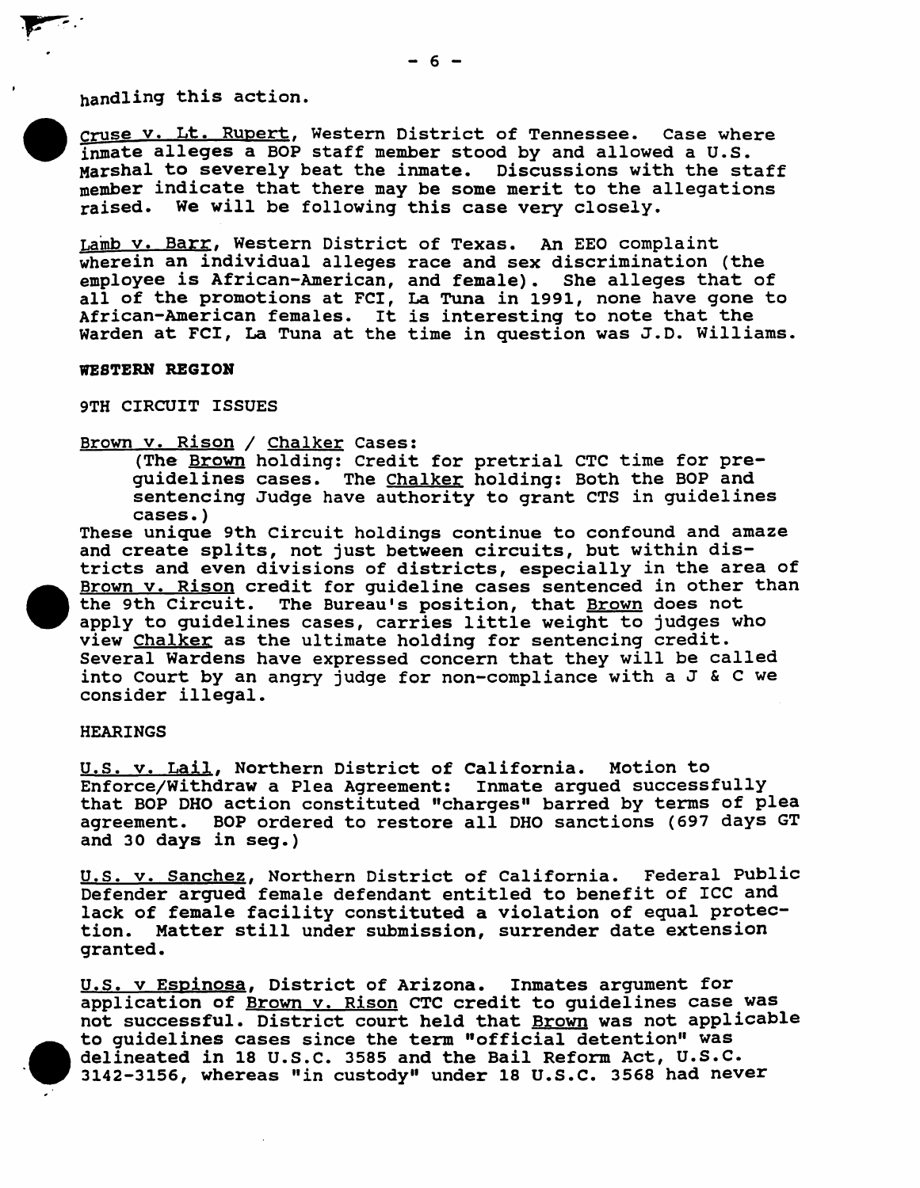handling this action.

Cruse v. Lt. Rupert, Western District of Tennessee. Case where inmate alleges a BOP staff member stood by and allowed a U.S. Marshal to severely beat the inmate. Discussions with the staff member indicate that there may be some merit to the allegations raised. We will be following this case very closely.

Lamb v. Barr, Western District of Texas. An EEO complaint wherein an individual alleges race and sex discrimination (the employee is African-American, and female). She alleges that of all of the promotions at FCI, La Tuna in 1991, none have gone to African-American females. It is interesting to note that the Warden at FCI, La Tuna at the time in question was J.D. Williams.

**WESTERN REGION**

9TH CIRCUIT ISSUES

Brown v. Rison / Chalker Cases:

(The Brown holding: Credit for pretrial CTC time for pre-guidelines cases. The Chalker holding: Both the BOP and sentencing Judge have authority to grant CTS in guidelines cases.)

These unique 9th Circuit holdings continue to confound and amaze and create splits, not just between circuits, but within districts and even divisions of districts, especially in the area of Brown v. Rison credit for guideline cases sentenced in other than the 9th Circuit. The Bureau's position, that Brown does not apply to guidelines cases, carries little weight to judges who view Chalker as the ultimate holding for sentencing credit. Several Wardens have expressed concern that they will be called into Court by an angry judge for non-compliance with a J & C we consider illegal.

HEARINGS

U.S. v. Lail, Northern District of California. Motion to Enforce/Withdraw a Plea Agreement: Inmate argued successfully that BOP DHO action constituted "charges" barred by terms of plea agreement. BOP ordered to restore all DHO sanctions (697 days GT and 30 days in seg.)

U.S. v. Sanchez, Northern District of California. Federal Public Defender argued female defendant entitled to benefit of ICC and lack of female facility constituted a violation of equal protection. Matter still under submission, surrender date extension granted.

U.S. v Espinosa, District of Arizona. Inmates argument for application of Brown v. Rison CTC credit to guidelines case was not successful. District court held that Brown was not applicable to guidelines cases since the term "official detention" was delineated in 18 U.S.C. 3585 and the Bail Reform Act, U.S.C. 3142-3156, whereas "in custody" under 18 U.S.C. 3568 had never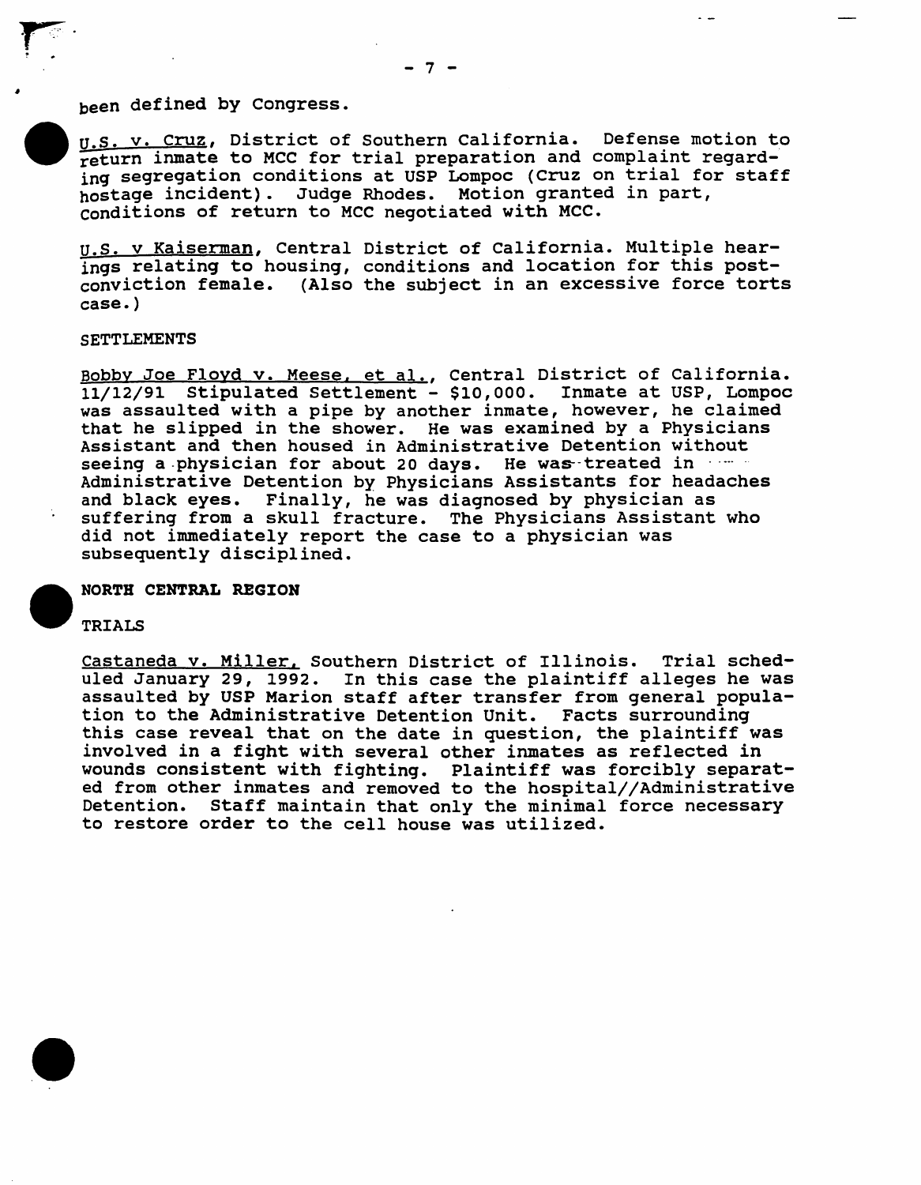been defined by Congress.

U.S. v. Cruz, District of Southern California. Defense motion to return inmate to MCC for trial preparation and complaint regarding segregation conditions at USP Lompoc (Cruz on trial for staff hostage incident). Judge Rhodes. Motion granted in part, conditions of return to MCC negotiated with MCC.

U.S. v Kaiserman, Central District of California. Multiple hearings relating to housing, conditions and location for this post-conviction female. (Also the subject in an excessive force torts case.)

SETTLEMENTS

Bobby Joe Floyd v. Meese, et al., Central District of California. 11/12/91 Stipulated Settlement - $10,000. Inmate at USP, Lompoc was assaulted with a pipe by another inmate, however, he claimed that he slipped in the shower. He was examined by a Physicians Assistant and then housed in Administrative Detention without seeing a physician for about 20 days. He was treated in Administrative Detention by Physicians Assistants for headaches and black eyes. Finally, he was diagnosed by physician as suffering from a skull fracture. The Physicians Assistant who did not immediately report the case to a physician was subsequently disciplined.

**NORTH CENTRAL REGION**

TRIALS

Castaneda v. Miller, Southern District of Illinois. Trial scheduled January 29, 1992. In this case the plaintiff alleges he was assaulted by USP Marion staff after transfer from general population to the Administrative Detention Unit. Facts surrounding this case reveal that on the date in question, the plaintiff was involved in a fight with several other inmates as reflected in wounds consistent with fighting. Plaintiff was forcibly separated from other inmates and removed to the hospital//Administrative Detention. Staff maintain that only the minimal force necessary to restore order to the cell house was utilized.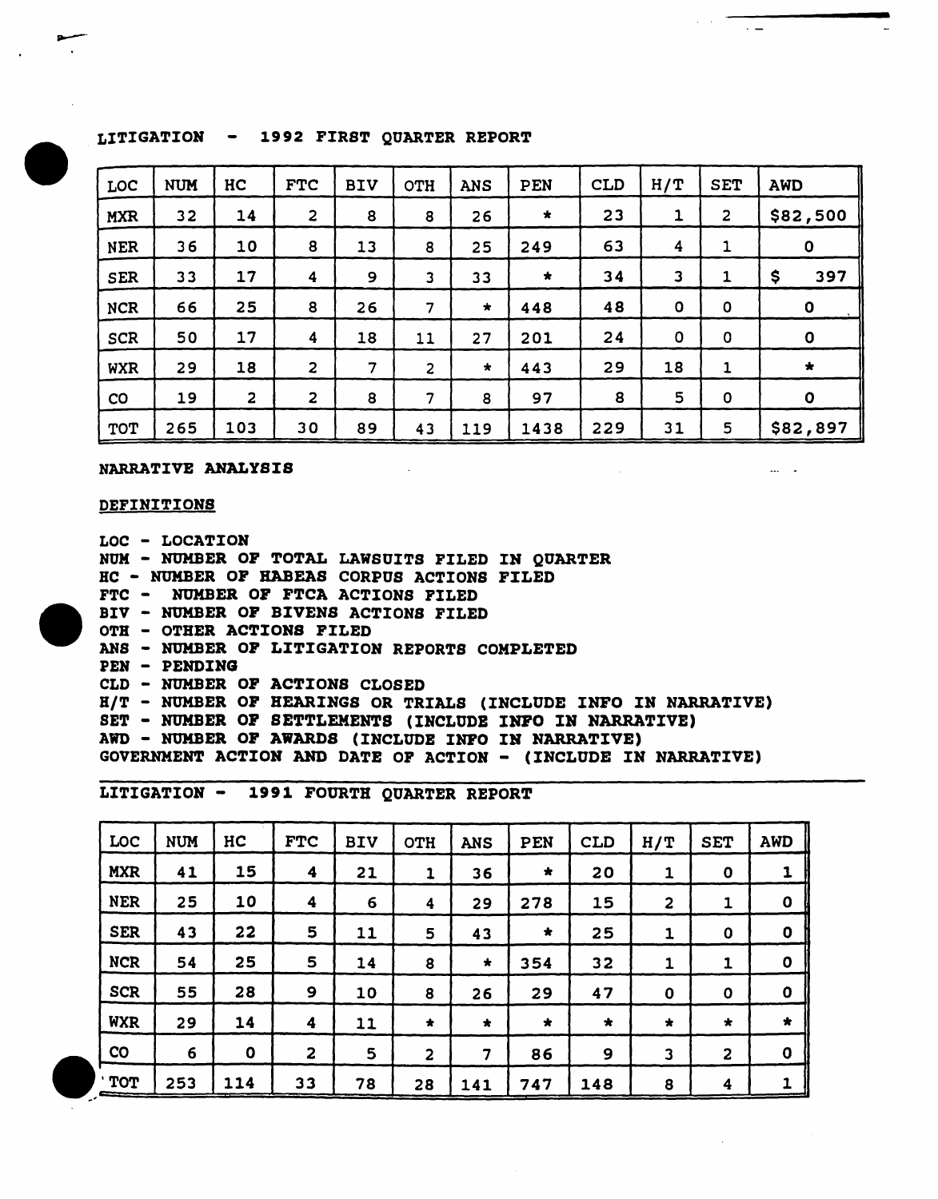LITIGATION - 1992 FIRST QUARTER REPORT

| LOC | NUM | HC | FTC | BIV | OTH | ANS | PEN | CLD | H/T | SET | AWD |
|---|---|---|---|---|---|---|---|---|---|---|---|
| MXR | 32 | 14 | 2 | 8 | 8 | 26 | * | 23 | 1 | 2 | $82,500 |
| NER | 36 | 10 | 8 | 13 | 8 | 25 | 249 | 63 | 4 | 1 | 0 |
| SER | 33 | 17 | 4 | 9 | 3 | 33 | * | 34 | 3 | 1 | $ 397 |
| NCR | 66 | 25 | 8 | 26 | 7 | * | 448 | 48 | 0 | 0 | 0 |
| SCR | 50 | 17 | 4 | 18 | 11 | 27 | 201 | 24 | 0 | 0 | 0 |
| WXR | 29 | 18 | 2 | 7 | 2 | * | 443 | 29 | 18 | 1 | * |
| CO | 19 | 2 | 2 | 8 | 7 | 8 | 97 | 8 | 5 | 0 | 0 |
| TOT | 265 | 103 | 30 | 89 | 43 | 119 | 1438 | 229 | 31 | 5 | $82,897 |

**NARRATIVE ANALYSIS**

**DEFINITIONS**

LOC - LOCATION
NUM - NUMBER OF TOTAL LAWSUITS FILED IN QUARTER
HC - NUMBER OF HABEAS CORPUS ACTIONS FILED
FTC - NUMBER OF FTCA ACTIONS FILED
BIV - NUMBER OF BIVENS ACTIONS FILED
OTH - OTHER ACTIONS FILED
ANS - NUMBER OF LITIGATION REPORTS COMPLETED
PEN - PENDING
CLD - NUMBER OF ACTIONS CLOSED
H/T - NUMBER OF HEARINGS OR TRIALS (INCLUDE INFO IN NARRATIVE)
SET - NUMBER OF SETTLEMENTS (INCLUDE INFO IN NARRATIVE)
AWD - NUMBER OF AWARDS (INCLUDE INFO IN NARRATIVE)
GOVERNMENT ACTION AND DATE OF ACTION - (INCLUDE IN NARRATIVE)

LITIGATION - 1991 FOURTH QUARTER REPORT

| LOC | NUM | HC | FTC | BIV | OTH | ANS | PEN | CLD | H/T | SET | AWD |
|---|---|---|---|---|---|---|---|---|---|---|---|
| MXR | 41 | 15 | 4 | 21 | 1 | 36 | * | 20 | 1 | 0 | 1 |
| NER | 25 | 10 | 4 | 6 | 4 | 29 | 278 | 15 | 2 | 1 | 0 |
| SER | 43 | 22 | 5 | 11 | 5 | 43 | * | 25 | 1 | 0 | 0 |
| NCR | 54 | 25 | 5 | 14 | 8 | * | 354 | 32 | 1 | 1 | 0 |
| SCR | 55 | 28 | 9 | 10 | 8 | 26 | 29 | 47 | 0 | 0 | 0 |
| WXR | 29 | 14 | 4 | 11 | * | * | * | * | * | * | * |
| CO | 6 | 0 | 2 | 5 | 2 | 7 | 86 | 9 | 3 | 2 | 0 |
| TOT | 253 | 114 | 33 | 78 | 28 | 141 | 747 | 148 | 8 | 4 | 1 |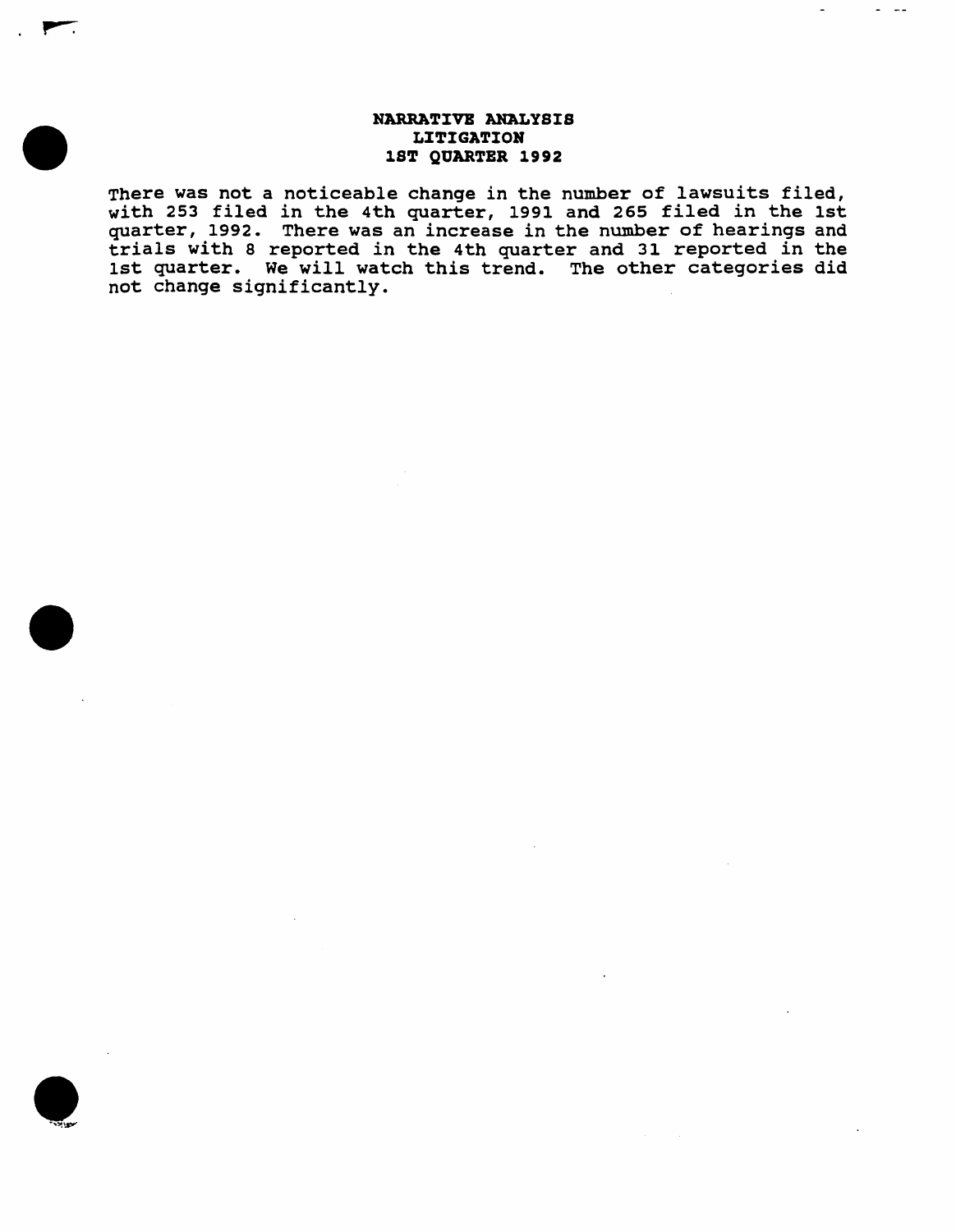# NARRATIVE ANALYSIS
## LITIGATION
## 1ST QUARTER 1992

There was not a noticeable change in the number of lawsuits filed, with 253 filed in the 4th quarter, 1991 and 265 filed in the 1st quarter, 1992. There was an increase in the number of hearings and trials with 8 reported in the 4th quarter and 31 reported in the 1st quarter. We will watch this trend. The other categories did not change significantly.